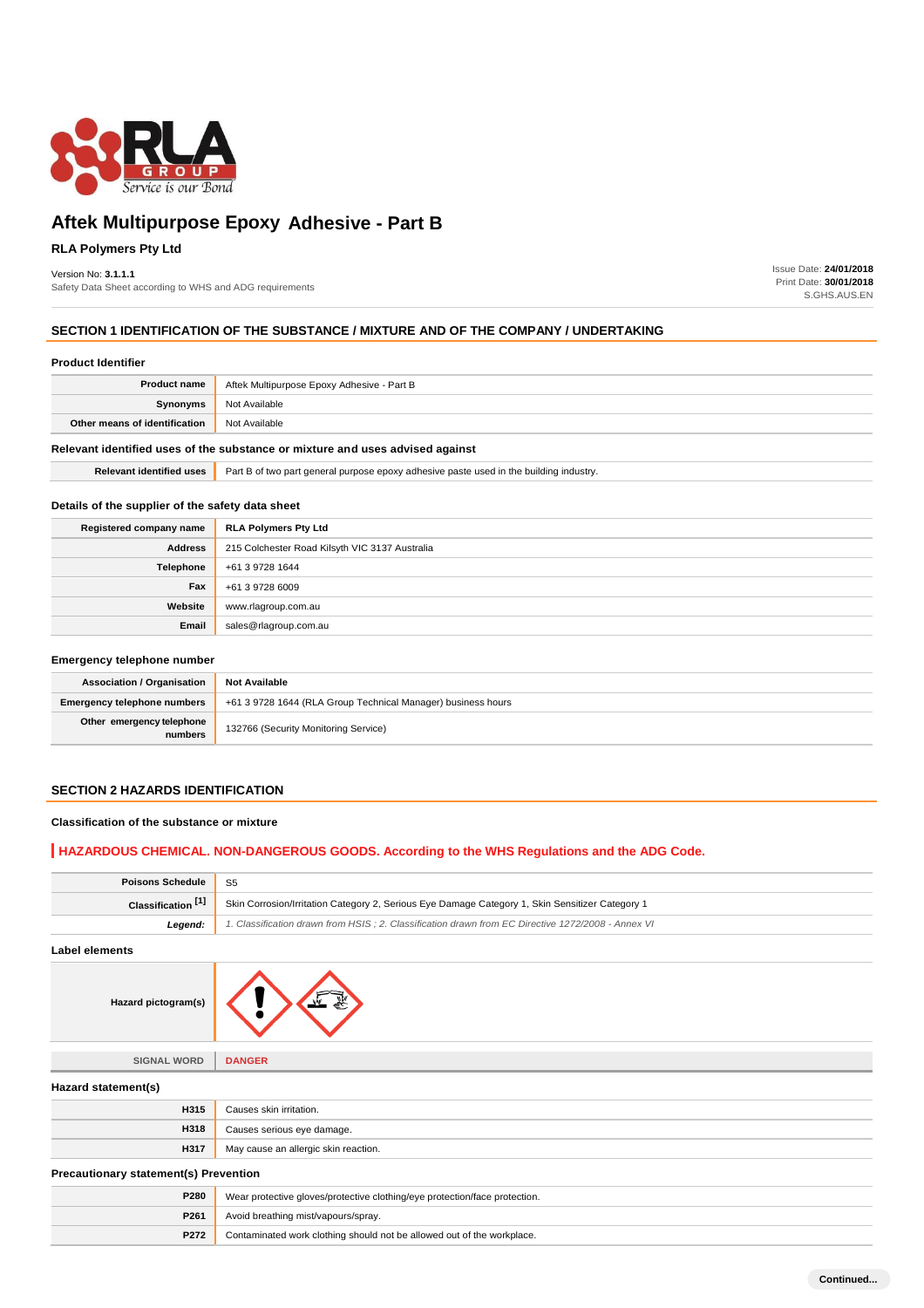# Aftek Multipurpose Epoxy Adhesive - Part B

**RLA Polymers Pty Ltd**

Version No: **3.1.1.1**
Safety Data Sheet according to WHS and ADG requirements

Issue Date: **24/01/2018**
Print Date: **30/01/2018**
S.GHS.AUS.EN

## SECTION 1 IDENTIFICATION OF THE SUBSTANCE / MIXTURE AND OF THE COMPANY / UNDERTAKING

### Product Identifier

| | |
|---|---|
| **Product name** | Aftek Multipurpose Epoxy Adhesive - Part B |
| **Synonyms** | Not Available |
| **Other means of identification** | Not Available |

### Relevant identified uses of the substance or mixture and uses advised against

| | |
|---|---|
| **Relevant identified uses** | Part B of two part general purpose epoxy adhesive paste used in the building industry. |

### Details of the supplier of the safety data sheet

| | |
|---|---|
| **Registered company name** | **RLA Polymers Pty Ltd** |
| **Address** | 215 Colchester Road Kilsyth VIC 3137 Australia |
| **Telephone** | +61 3 9728 1644 |
| **Fax** | +61 3 9728 6009 |
| **Website** | www.rlagroup.com.au |
| **Email** | sales@rlagroup.com.au |

### Emergency telephone number

| | |
|---|---|
| **Association / Organisation** | **Not Available** |
| **Emergency telephone numbers** | +61 3 9728 1644 (RLA Group Technical Manager) business hours |
| **Other emergency telephone numbers** | 132766 (Security Monitoring Service) |

## SECTION 2 HAZARDS IDENTIFICATION

### Classification of the substance or mixture

**HAZARDOUS CHEMICAL. NON-DANGEROUS GOODS. According to the WHS Regulations and the ADG Code.**

| | |
|---|---|
| **Poisons Schedule** | S5 |
| **Classification [1]** | Skin Corrosion/Irritation Category 2, Serious Eye Damage Category 1, Skin Sensitizer Category 1 |
| ***Legend:*** | *1. Classification drawn from HSIS ; 2. Classification drawn from EC Directive 1272/2008 - Annex VI* |

### Label elements

| | |
|---|---|
| **Hazard pictogram(s)** | |
| **SIGNAL WORD** | **DANGER** |

### Hazard statement(s)

| | |
|---|---|
| **H315** | Causes skin irritation. |
| **H318** | Causes serious eye damage. |
| **H317** | May cause an allergic skin reaction. |

### Precautionary statement(s) Prevention

| | |
|---|---|
| **P280** | Wear protective gloves/protective clothing/eye protection/face protection. |
| **P261** | Avoid breathing mist/vapours/spray. |
| **P272** | Contaminated work clothing should not be allowed out of the workplace. |

Continued...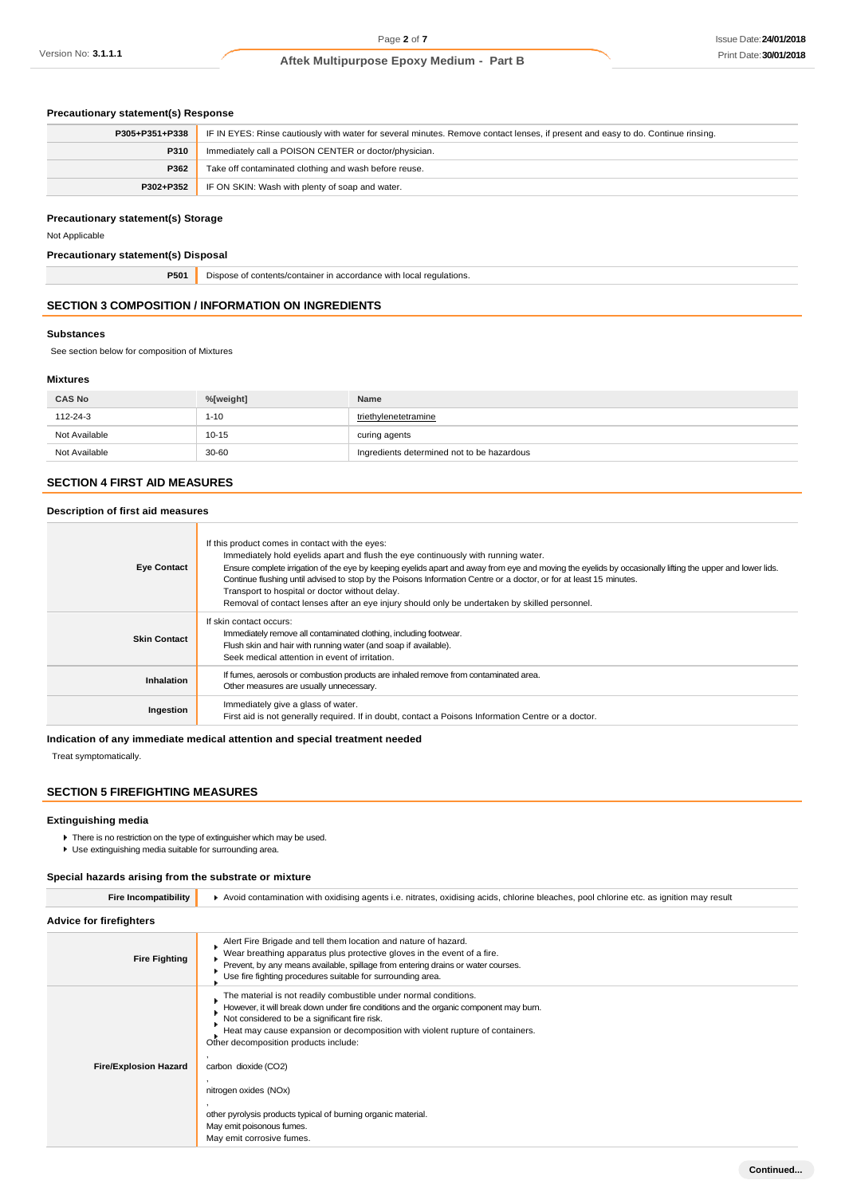### Precautionary statement(s) Response

| | |
|---|---|
| **P305+P351+P338** | IF IN EYES: Rinse cautiously with water for several minutes. Remove contact lenses, if present and easy to do. Continue rinsing. |
| **P310** | Immediately call a POISON CENTER or doctor/physician. |
| **P362** | Take off contaminated clothing and wash before reuse. |
| **P302+P352** | IF ON SKIN: Wash with plenty of soap and water. |

### Precautionary statement(s) Storage

Not Applicable

### Precautionary statement(s) Disposal

| | |
|---|---|
| **P501** | Dispose of contents/container in accordance with local regulations. |

## SECTION 3 COMPOSITION / INFORMATION ON INGREDIENTS

### Substances

See section below for composition of Mixtures

### Mixtures

| CAS No | %[weight] | Name |
|---|---|---|
| 112-24-3 | 1-10 | triethylenetetramine |
| Not Available | 10-15 | curing agents |
| Not Available | 30-60 | Ingredients determined not to be hazardous |

## SECTION 4 FIRST AID MEASURES

### Description of first aid measures

| | |
|---|---|
| **Eye Contact** | If this product comes in contact with the eyes: Immediately hold eyelids apart and flush the eye continuously with running water. Ensure complete irrigation of the eye by keeping eyelids apart and away from eye and moving the eyelids by occasionally lifting the upper and lower lids. Continue flushing until advised to stop by the Poisons Information Centre or a doctor, or for at least 15 minutes. Transport to hospital or doctor without delay. Removal of contact lenses after an eye injury should only be undertaken by skilled personnel. |
| **Skin Contact** | If skin contact occurs: Immediately remove all contaminated clothing, including footwear. Flush skin and hair with running water (and soap if available). Seek medical attention in event of irritation. |
| **Inhalation** | If fumes, aerosols or combustion products are inhaled remove from contaminated area. Other measures are usually unnecessary. |
| **Ingestion** | Immediately give a glass of water. First aid is not generally required. If in doubt, contact a Poisons Information Centre or a doctor. |

### Indication of any immediate medical attention and special treatment needed

Treat symptomatically.

## SECTION 5 FIREFIGHTING MEASURES

### Extinguishing media

- There is no restriction on the type of extinguisher which may be used.
- Use extinguishing media suitable for surrounding area.

### Special hazards arising from the substrate or mixture

| | |
|---|---|
| **Fire Incompatibility** | Avoid contamination with oxidising agents i.e. nitrates, oxidising acids, chlorine bleaches, pool chlorine etc. as ignition may result |

### Advice for firefighters

| | |
|---|---|
| **Fire Fighting** | Alert Fire Brigade and tell them location and nature of hazard. Wear breathing apparatus plus protective gloves in the event of a fire. Prevent, by any means available, spillage from entering drains or water courses. Use fire fighting procedures suitable for surrounding area. |
| **Fire/Explosion Hazard** | The material is not readily combustible under normal conditions. However, it will break down under fire conditions and the organic component may burn. Not considered to be a significant fire risk. Heat may cause expansion or decomposition with violent rupture of containers. Other decomposition products include: carbon dioxide ($CO_2$), nitrogen oxides ($NO_x$), other pyrolysis products typical of burning organic material. May emit poisonous fumes. May emit corrosive fumes. |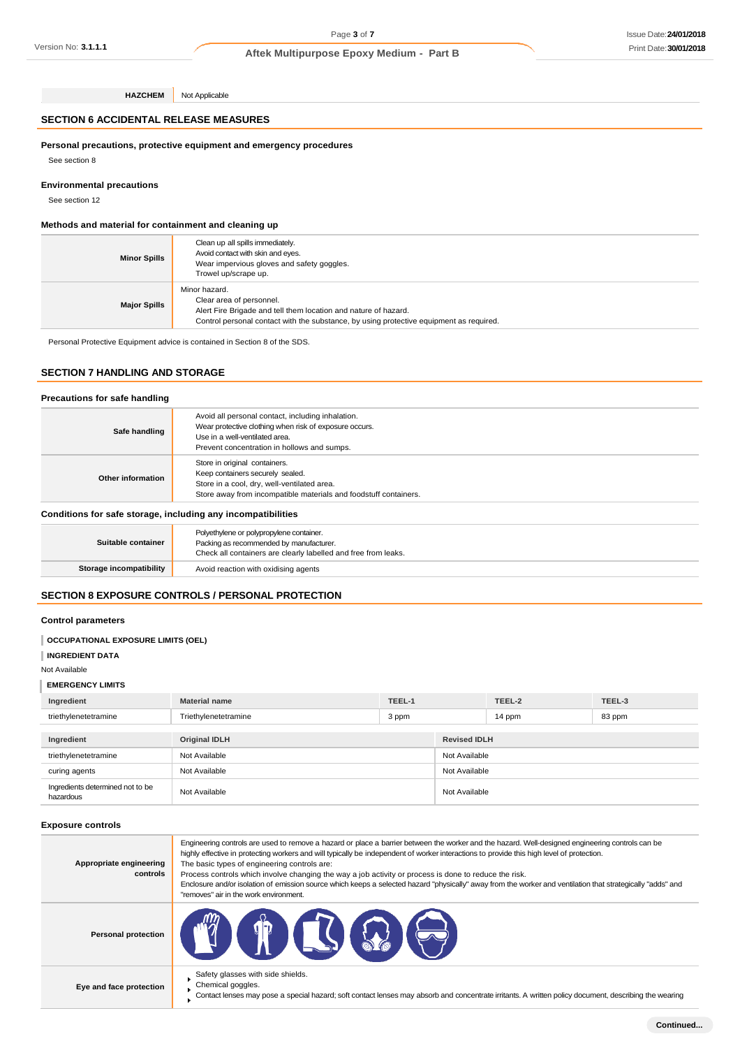| HAZCHEM | Not Applicable |
|---|---|

## SECTION 6 ACCIDENTAL RELEASE MEASURES

### Personal precautions, protective equipment and emergency procedures

See section 8

### Environmental precautions

See section 12

### Methods and material for containment and cleaning up

| | |
|---|---|
| **Minor Spills** | Clean up all spills immediately.<br>Avoid contact with skin and eyes.<br>Wear impervious gloves and safety goggles.<br>Trowel up/scrape up. |
| **Major Spills** | Minor hazard.<br>Clear area of personnel.<br>Alert Fire Brigade and tell them location and nature of hazard.<br>Control personal contact with the substance, by using protective equipment as required. |

Personal Protective Equipment advice is contained in Section 8 of the SDS.

## SECTION 7 HANDLING AND STORAGE

### Precautions for safe handling

| | |
|---|---|
| **Safe handling** | Avoid all personal contact, including inhalation.<br>Wear protective clothing when risk of exposure occurs.<br>Use in a well-ventilated area.<br>Prevent concentration in hollows and sumps. |
| **Other information** | Store in original containers.<br>Keep containers securely sealed.<br>Store in a cool, dry, well-ventilated area.<br>Store away from incompatible materials and foodstuff containers. |

### Conditions for safe storage, including any incompatibilities

| | |
|---|---|
| **Suitable container** | Polyethylene or polypropylene container.<br>Packing as recommended by manufacturer.<br>Check all containers are clearly labelled and free from leaks. |
| **Storage incompatibility** | Avoid reaction with oxidising agents |

## SECTION 8 EXPOSURE CONTROLS / PERSONAL PROTECTION

### Control parameters

**OCCUPATIONAL EXPOSURE LIMITS (OEL)**

**INGREDIENT DATA**

Not Available

**EMERGENCY LIMITS**

| Ingredient | Material name | TEEL-1 | TEEL-2 | TEEL-3 |
|---|---|---|---|---|
| triethylenetetramine | Triethylenetetramine | 3 ppm | 14 ppm | 83 ppm |

| Ingredient | Original IDLH | Revised IDLH |
|---|---|---|
| triethylenetetramine | Not Available | Not Available |
| curing agents | Not Available | Not Available |
| Ingredients determined not to be hazardous | Not Available | Not Available |

### Exposure controls

| | |
|---|---|
| **Appropriate engineering controls** | Engineering controls are used to remove a hazard or place a barrier between the worker and the hazard. Well-designed engineering controls can be highly effective in protecting workers and will typically be independent of worker interactions to provide this high level of protection.<br>The basic types of engineering controls are:<br>Process controls which involve changing the way a job activity or process is done to reduce the risk.<br>Enclosure and/or isolation of emission source which keeps a selected hazard "physically" away from the worker and ventilation that strategically "adds" and "removes" air in the work environment. |
| **Personal protection** | |
| **Eye and face protection** | - Safety glasses with side shields.<br>- Chemical goggles.<br>- Contact lenses may pose a special hazard; soft contact lenses may absorb and concentrate irritants. A written policy document, describing the wearing |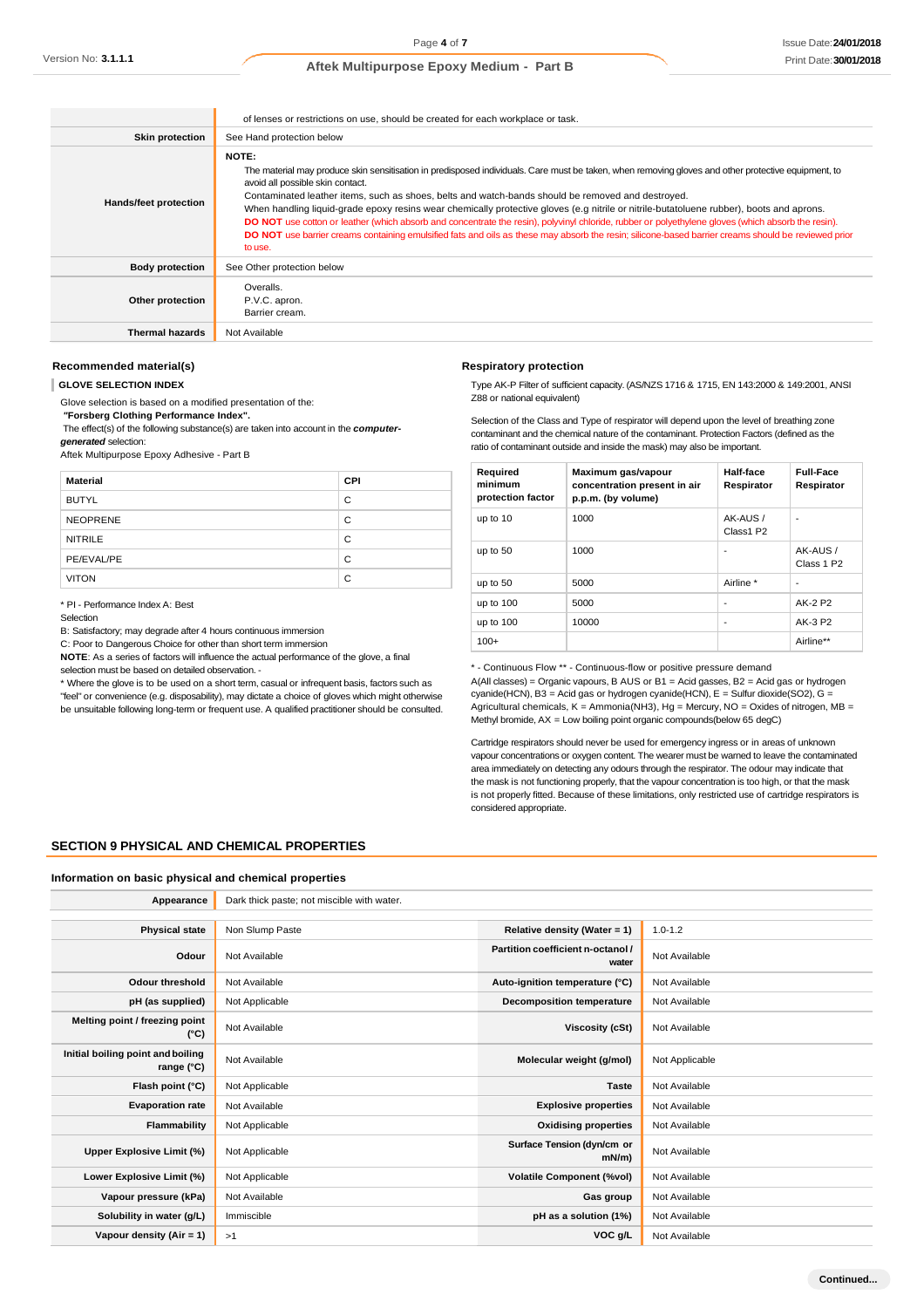| | |
|---|---|
| | of lenses or restrictions on use, should be created for each workplace or task. |
| **Skin protection** | See Hand protection below |
| **Hands/feet protection** | **NOTE:** The material may produce skin sensitisation in predisposed individuals. Care must be taken, when removing gloves and other protective equipment, to avoid all possible skin contact. Contaminated leather items, such as shoes, belts and watch-bands should be removed and destroyed. When handling liquid-grade epoxy resins wear chemically protective gloves (e.g nitrile or nitrile-butatoluene rubber), boots and aprons. **DO NOT** use cotton or leather (which absorb and concentrate the resin), polyvinyl chloride, rubber or polyethylene gloves (which absorb the resin). **DO NOT** use barrier creams containing emulsified fats and oils as these may absorb the resin; silicone-based barrier creams should be reviewed prior to use. |
| **Body protection** | See Other protection below |
| **Other protection** | Overalls. P.V.C. apron. Barrier cream. |
| **Thermal hazards** | Not Available |

### Recommended material(s)

**GLOVE SELECTION INDEX**

Glove selection is based on a modified presentation of the:

**"Forsberg Clothing Performance Index".**

The effect(s) of the following substance(s) are taken into account in the ***computer-generated*** selection:

Aftek Multipurpose Epoxy Adhesive - Part B

| Material | CPI |
|---|---|
| BUTYL | C |
| NEOPRENE | C |
| NITRILE | C |
| PE/EVAL/PE | C |
| VITON | C |

* PI - Performance Index A: Best Selection

B: Satisfactory; may degrade after 4 hours continuous immersion

C: Poor to Dangerous Choice for other than short term immersion

**NOTE**: As a series of factors will influence the actual performance of the glove, a final selection must be based on detailed observation. -

* Where the glove is to be used on a short term, casual or infrequent basis, factors such as "feel" or convenience (e.g. disposability), may dictate a choice of gloves which might otherwise be unsuitable following long-term or frequent use. A qualified practitioner should be consulted.

### Respiratory protection

Type AK-P Filter of sufficient capacity. (AS/NZS 1716 & 1715, EN 143:2000 & 149:2001, ANSI Z88 or national equivalent)

Selection of the Class and Type of respirator will depend upon the level of breathing zone contaminant and the chemical nature of the contaminant. Protection Factors (defined as the ratio of contaminant outside and inside the mask) may also be important.

| Required minimum protection factor | Maximum gas/vapour concentration present in air p.p.m. (by volume) | Half-face Respirator | Full-Face Respirator |
|---|---|---|---|
| up to 10 | 1000 | AK-AUS / Class1 P2 | - |
| up to 50 | 1000 | - | AK-AUS / Class 1 P2 |
| up to 50 | 5000 | Airline * | - |
| up to 100 | 5000 | - | AK-2 P2 |
| up to 100 | 10000 | - | AK-3 P2 |
| 100+ | | | Airline** |

* - Continuous Flow ** - Continuous-flow or positive pressure demand

A(All classes) = Organic vapours, B AUS or B1 = Acid gasses, B2 = Acid gas or hydrogen cyanide(HCN), B3 = Acid gas or hydrogen cyanide(HCN), E = Sulfur dioxide(SO2), G = Agricultural chemicals, K = Ammonia(NH3), Hg = Mercury, NO = Oxides of nitrogen, MB = Methyl bromide, AX = Low boiling point organic compounds(below 65 degC)

Cartridge respirators should never be used for emergency ingress or in areas of unknown vapour concentrations or oxygen content. The wearer must be warned to leave the contaminated area immediately on detecting any odours through the respirator. The odour may indicate that the mask is not functioning properly, that the vapour concentration is too high, or that the mask is not properly fitted. Because of these limitations, only restricted use of cartridge respirators is considered appropriate.

## SECTION 9 PHYSICAL AND CHEMICAL PROPERTIES

### Information on basic physical and chemical properties

| | | | |
|---|---|---|---|
| **Appearance** | Dark thick paste; not miscible with water. | | |
| **Physical state** | Non Slump Paste | **Relative density (Water = 1)** | 1.0-1.2 |
| **Odour** | Not Available | **Partition coefficient n-octanol / water** | Not Available |
| **Odour threshold** | Not Available | **Auto-ignition temperature (°C)** | Not Available |
| **pH (as supplied)** | Not Applicable | **Decomposition temperature** | Not Available |
| **Melting point / freezing point (°C)** | Not Available | **Viscosity (cSt)** | Not Available |
| **Initial boiling point and boiling range (°C)** | Not Available | **Molecular weight (g/mol)** | Not Applicable |
| **Flash point (°C)** | Not Applicable | **Taste** | Not Available |
| **Evaporation rate** | Not Available | **Explosive properties** | Not Available |
| **Flammability** | Not Applicable | **Oxidising properties** | Not Available |
| **Upper Explosive Limit (%)** | Not Applicable | **Surface Tension (dyn/cm or mN/m)** | Not Available |
| **Lower Explosive Limit (%)** | Not Applicable | **Volatile Component (%vol)** | Not Available |
| **Vapour pressure (kPa)** | Not Available | **Gas group** | Not Available |
| **Solubility in water (g/L)** | Immiscible | **pH as a solution (1%)** | Not Available |
| **Vapour density (Air = 1)** | >1 | **VOC g/L** | Not Available |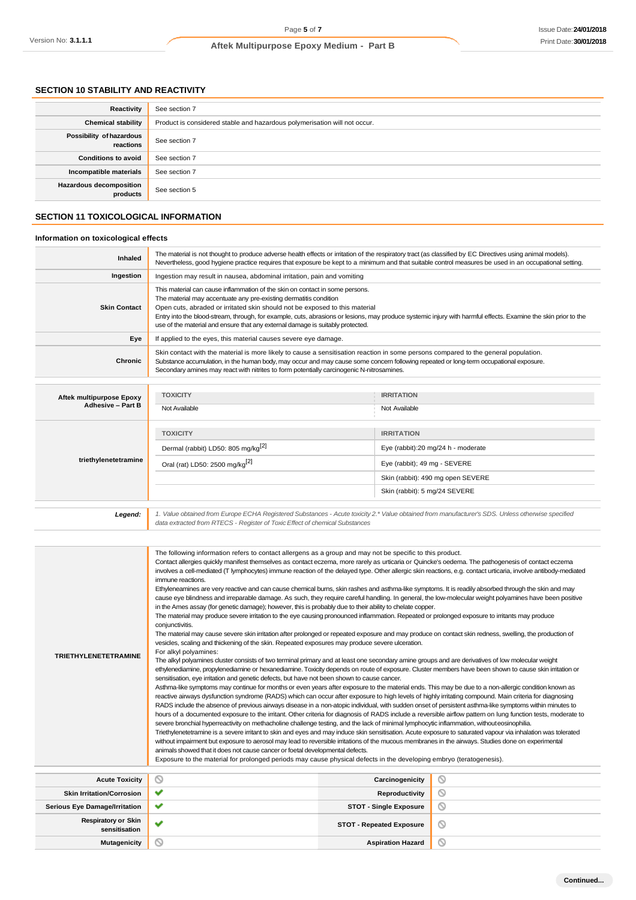## SECTION 10 STABILITY AND REACTIVITY

| | |
|---|---|
| **Reactivity** | See section 7 |
| **Chemical stability** | Product is considered stable and hazardous polymerisation will not occur. |
| **Possibility of hazardous reactions** | See section 7 |
| **Conditions to avoid** | See section 7 |
| **Incompatible materials** | See section 7 |
| **Hazardous decomposition products** | See section 5 |

## SECTION 11 TOXICOLOGICAL INFORMATION

### Information on toxicological effects

| | |
|---|---|
| **Inhaled** | The material is not thought to produce adverse health effects or irritation of the respiratory tract (as classified by EC Directives using animal models). Nevertheless, good hygiene practice requires that exposure be kept to a minimum and that suitable control measures be used in an occupational setting. |
| **Ingestion** | Ingestion may result in nausea, abdominal irritation, pain and vomiting |
| **Skin Contact** | This material can cause inflammation of the skin on contact in some persons.<br>The material may accentuate any pre-existing dermatitis condition<br>Open cuts, abraded or irritated skin should not be exposed to this material<br>Entry into the blood-stream, through, for example, cuts, abrasions or lesions, may produce systemic injury with harmful effects. Examine the skin prior to the use of the material and ensure that any external damage is suitably protected. |
| **Eye** | If applied to the eyes, this material causes severe eye damage. |
| **Chronic** | Skin contact with the material is more likely to cause a sensitisation reaction in some persons compared to the general population.<br>Substance accumulation, in the human body, may occur and may cause some concern following repeated or long-term occupational exposure.<br>Secondary amines may react with nitrites to form potentially carcinogenic N-nitrosamines. |

| | TOXICITY | IRRITATION |
|---|---|---|
| **Aftek multipurpose Epoxy Adhesive – Part B** | Not Available | Not Available |
| **triethylenetetramine** | Dermal (rabbit) LD50: 805 mg/kg[2] | Eye (rabbit):20 mg/24 h - moderate |
| | Oral (rat) LD50: 2500 mg/kg[2] | Eye (rabbit); 49 mg - SEVERE |
| | | Skin (rabbit): 490 mg open SEVERE |
| | | Skin (rabbit): 5 mg/24 SEVERE |
| ***Legend:*** | *1. Value obtained from Europe ECHA Registered Substances - Acute toxicity 2.\* Value obtained from manufacturer's SDS. Unless otherwise specified data extracted from RTECS - Register of Toxic Effect of chemical Substances* | |

| | |
|---|---|
| **TRIETHYLENETETRAMINE** | The following information refers to contact allergens as a group and may not be specific to this product.<br>Contact allergies quickly manifest themselves as contact eczema, more rarely as urticaria or Quincke's oedema. The pathogenesis of contact eczema involves a cell-mediated (T lymphocytes) immune reaction of the delayed type. Other allergic skin reactions, e.g. contact urticaria, involve antibody-mediated immune reactions.<br>Ethyleneamines are very reactive and can cause chemical burns, skin rashes and asthma-like symptoms. It is readily absorbed through the skin and may cause eye blindness and irreparable damage. As such, they require careful handling. In general, the low-molecular weight polyamines have been positive in the Ames assay (for genetic damage); however, this is probably due to their ability to chelate copper.<br>The material may produce severe irritation to the eye causing pronounced inflammation. Repeated or prolonged exposure to irritants may produce conjunctivitis.<br>The material may cause severe skin irritation after prolonged or repeated exposure and may produce on contact skin redness, swelling, the production of vesicles, scaling and thickening of the skin. Repeated exposures may produce severe ulceration.<br>For alkyl polyamines:<br>The alkyl polyamines cluster consists of two terminal primary and at least one secondary amine groups and are derivatives of low molecular weight ethylenediamine, propylenediamine or hexanediamine. Toxicity depends on route of exposure. Cluster members have been shown to cause skin irritation or sensitisation, eye irritation and genetic defects, but have not been shown to cause cancer.<br>Asthma-like symptoms may continue for months or even years after exposure to the material ends. This may be due to a non-allergic condition known as reactive airways dysfunction syndrome (RADS) which can occur after exposure to high levels of highly irritating compound. Main criteria for diagnosing RADS include the absence of previous airways disease in a non-atopic individual, with sudden onset of persistent asthma-like symptoms within minutes to hours of a documented exposure to the irritant. Other criteria for diagnosis of RADS include a reversible airflow pattern on lung function tests, moderate to severe bronchial hyperreactivity on methacholine challenge testing, and the lack of minimal lymphocytic inflammation, withouteosinophilia.<br>Triethylenetetramine is a severe irritant to skin and eyes and may induce skin sensitisation. Acute exposure to saturated vapour via inhalation was tolerated without impairment but exposure to aerosol may lead to reversible irritations of the mucous membranes in the airways. Studies done on experimental animals showed that it does not cause cancer or foetal developmental defects.<br>Exposure to the material for prolonged periods may cause physical defects in the developing embryo (teratogenesis). |

| | | | |
|---|---|---|---|
| **Acute Toxicity** | ⊘ | **Carcinogenicity** | ⊘ |
| **Skin Irritation/Corrosion** | ✔ | **Reproductivity** | ⊘ |
| **Serious Eye Damage/Irritation** | ✔ | **STOT - Single Exposure** | ⊘ |
| **Respiratory or Skin sensitisation** | ✔ | **STOT - Repeated Exposure** | ⊘ |
| **Mutagenicity** | ⊘ | **Aspiration Hazard** | ⊘ |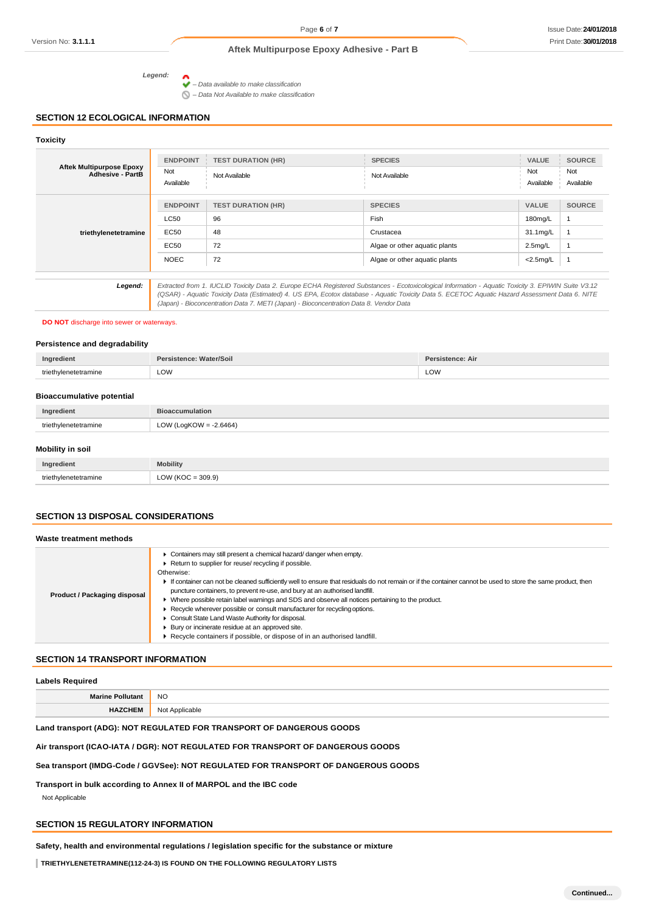**Legend:**
✔ – Data available to make classification
⊘ – Data Not Available to make classification

## SECTION 12 ECOLOGICAL INFORMATION

### Toxicity

| | ENDPOINT | TEST DURATION (HR) | SPECIES | VALUE | SOURCE |
|---|---|---|---|---|---|
| Aftek Multipurpose Epoxy Adhesive - PartB | Not Available | Not Available | Not Available | Not Available | Not Available |
| triethylenetetramine | LC50 | 96 | Fish | 180mg/L | 1 |
| | EC50 | 48 | Crustacea | 31.1mg/L | 1 |
| | EC50 | 72 | Algae or other aquatic plants | 2.5mg/L | 1 |
| | NOEC | 72 | Algae or other aquatic plants | <2.5mg/L | 1 |

**Legend:** *Extracted from 1. IUCLID Toxicity Data 2. Europe ECHA Registered Substances - Ecotoxicological Information - Aquatic Toxicity 3. EPIWIN Suite V3.12 (QSAR) - Aquatic Toxicity Data (Estimated) 4. US EPA, Ecotox database - Aquatic Toxicity Data 5. ECETOC Aquatic Hazard Assessment Data 6. NITE (Japan) - Bioconcentration Data 7. METI (Japan) - Bioconcentration Data 8. Vendor Data*

**DO NOT** discharge into sewer or waterways.

### Persistence and degradability

| Ingredient | Persistence: Water/Soil | Persistence: Air |
|---|---|---|
| triethylenetetramine | LOW | LOW |

### Bioaccumulative potential

| Ingredient | Bioaccumulation |
|---|---|
| triethylenetetramine | LOW (LogKOW = -2.6464) |

### Mobility in soil

| Ingredient | Mobility |
|---|---|
| triethylenetetramine | LOW (KOC = 309.9) |

## SECTION 13 DISPOSAL CONSIDERATIONS

### Waste treatment methods

**Product / Packaging disposal**

- Containers may still present a chemical hazard/ danger when empty.
- Return to supplier for reuse/ recycling if possible.

Otherwise:

- If container can not be cleaned sufficiently well to ensure that residuals do not remain or if the container cannot be used to store the same product, then puncture containers, to prevent re-use, and bury at an authorised landfill.
- Where possible retain label warnings and SDS and observe all notices pertaining to the product.
- Recycle wherever possible or consult manufacturer for recycling options.
- Consult State Land Waste Authority for disposal.
- Bury or incinerate residue at an approved site.
- Recycle containers if possible, or dispose of in an authorised landfill.

## SECTION 14 TRANSPORT INFORMATION

### Labels Required

| | |
|---|---|
| **Marine Pollutant** | NO |
| **HAZCHEM** | Not Applicable |

**Land transport (ADG): NOT REGULATED FOR TRANSPORT OF DANGEROUS GOODS**

**Air transport (ICAO-IATA / DGR): NOT REGULATED FOR TRANSPORT OF DANGEROUS GOODS**

**Sea transport (IMDG-Code / GGVSee): NOT REGULATED FOR TRANSPORT OF DANGEROUS GOODS**

**Transport in bulk according to Annex II of MARPOL and the IBC code**

Not Applicable

## SECTION 15 REGULATORY INFORMATION

**Safety, health and environmental regulations / legislation specific for the substance or mixture**

**TRIETHYLENETETRAMINE(112-24-3) IS FOUND ON THE FOLLOWING REGULATORY LISTS**

Continued...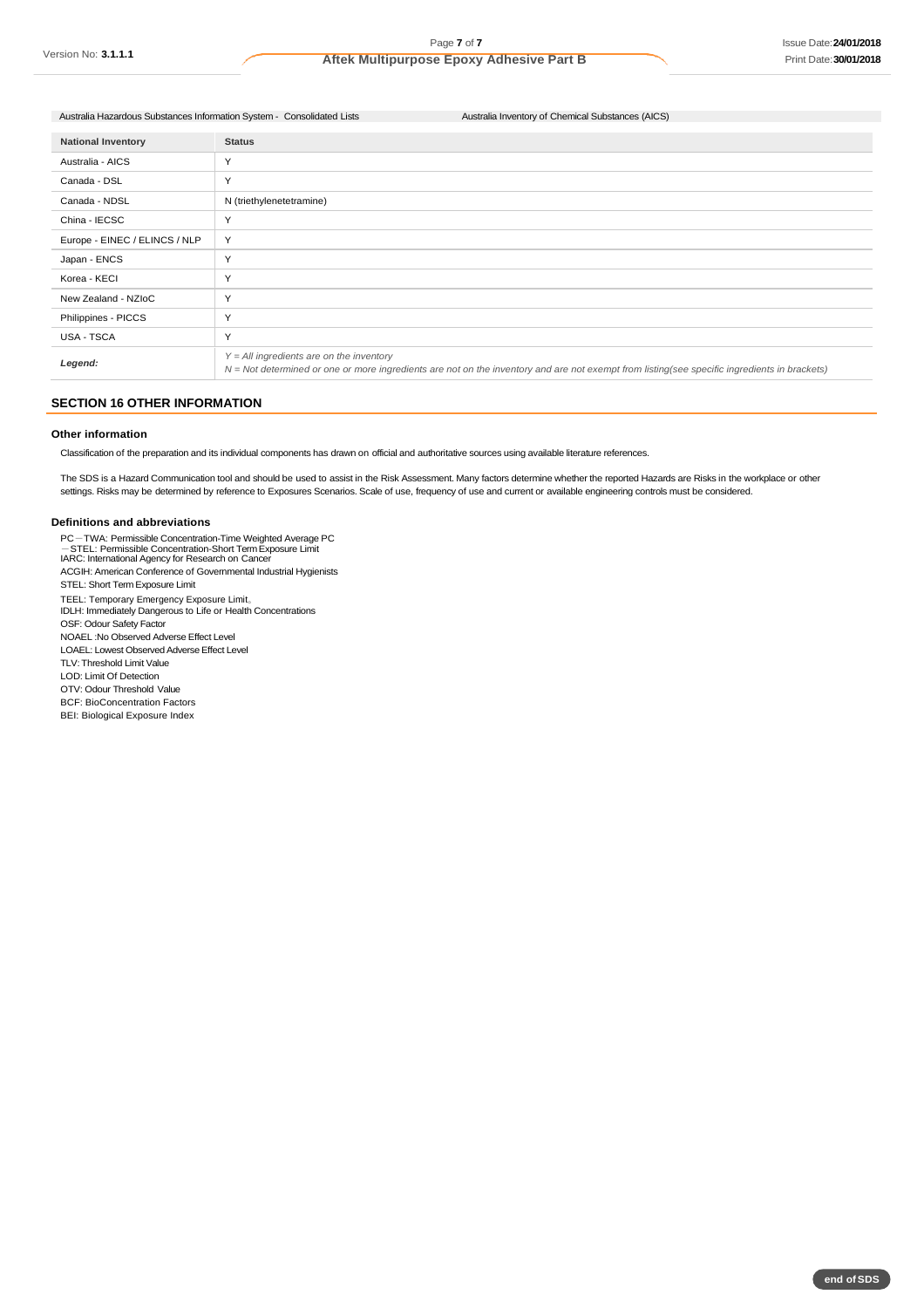Australia Hazardous Substances Information System - Consolidated Lists    Australia Inventory of Chemical Substances (AICS)

| National Inventory | Status |
| --- | --- |
| Australia - AICS | Y |
| Canada - DSL | Y |
| Canada - NDSL | N (triethylenetetramine) |
| China - IECSC | Y |
| Europe - EINEC / ELINCS / NLP | Y |
| Japan - ENCS | Y |
| Korea - KECI | Y |
| New Zealand - NZIoC | Y |
| Philippines - PICCS | Y |
| USA - TSCA | Y |
| ***Legend:*** | *Y = All ingredients are on the inventory*<br>*N = Not determined or one or more ingredients are not on the inventory and are not exempt from listing(see specific ingredients in brackets)* |

## SECTION 16 OTHER INFORMATION

### Other information

Classification of the preparation and its individual components has drawn on official and authoritative sources using available literature references.

The SDS is a Hazard Communication tool and should be used to assist in the Risk Assessment. Many factors determine whether the reported Hazards are Risks in the workplace or other settings. Risks may be determined by reference to Exposures Scenarios. Scale of use, frequency of use and current or available engineering controls must be considered.

### Definitions and abbreviations

PC－TWA: Permissible Concentration-Time Weighted Average PC－STEL: Permissible Concentration-Short Term Exposure Limit
IARC: International Agency for Research on Cancer
ACGIH: American Conference of Governmental Industrial Hygienists
STEL: Short Term Exposure Limit
TEEL: Temporary Emergency Exposure Limit。
IDLH: Immediately Dangerous to Life or Health Concentrations
OSF: Odour Safety Factor
NOAEL :No Observed Adverse Effect Level
LOAEL: Lowest Observed Adverse Effect Level
TLV: Threshold Limit Value
LOD: Limit Of Detection
OTV: Odour Threshold Value
BCF: BioConcentration Factors
BEI: Biological Exposure Index

end of SDS